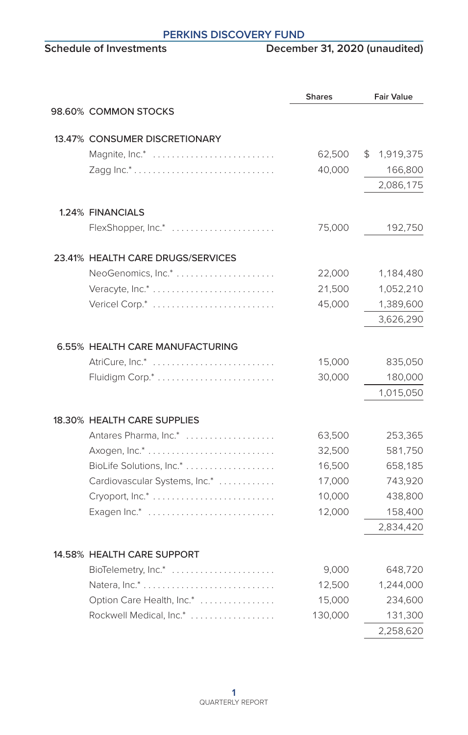# PERKINS DISCOVERY FUND

**Schedule of Investments** — **December 31, 2020 (unaudited)**

| | | Shares | Fair Value |
|---|---|---|---|
| 98.60% | COMMON STOCKS | | |
| 13.47% | CONSUMER DISCRETIONARY | | |
| | Magnite, Inc.* | 62,500 | $ 1,919,375 |
| | Zagg Inc.* | 40,000 | 166,800 |
| | | | 2,086,175 |
| 1.24% | FINANCIALS | | |
| | FlexShopper, Inc.* | 75,000 | 192,750 |
| 23.41% | HEALTH CARE DRUGS/SERVICES | | |
| | NeoGenomics, Inc.* | 22,000 | 1,184,480 |
| | Veracyte, Inc.* | 21,500 | 1,052,210 |
| | Vericel Corp.* | 45,000 | 1,389,600 |
| | | | 3,626,290 |
| 6.55% | HEALTH CARE MANUFACTURING | | |
| | AtriCure, Inc.* | 15,000 | 835,050 |
| | Fluidigm Corp.* | 30,000 | 180,000 |
| | | | 1,015,050 |
| 18.30% | HEALTH CARE SUPPLIES | | |
| | Antares Pharma, Inc.* | 63,500 | 253,365 |
| | Axogen, Inc.* | 32,500 | 581,750 |
| | BioLife Solutions, Inc.* | 16,500 | 658,185 |
| | Cardiovascular Systems, Inc.* | 17,000 | 743,920 |
| | Cryoport, Inc.* | 10,000 | 438,800 |
| | Exagen Inc.* | 12,000 | 158,400 |
| | | | 2,834,420 |
| 14.58% | HEALTH CARE SUPPORT | | |
| | BioTelemetry, Inc.* | 9,000 | 648,720 |
| | Natera, Inc.* | 12,500 | 1,244,000 |
| | Option Care Health, Inc.* | 15,000 | 234,600 |
| | Rockwell Medical, Inc.* | 130,000 | 131,300 |
| | | | 2,258,620 |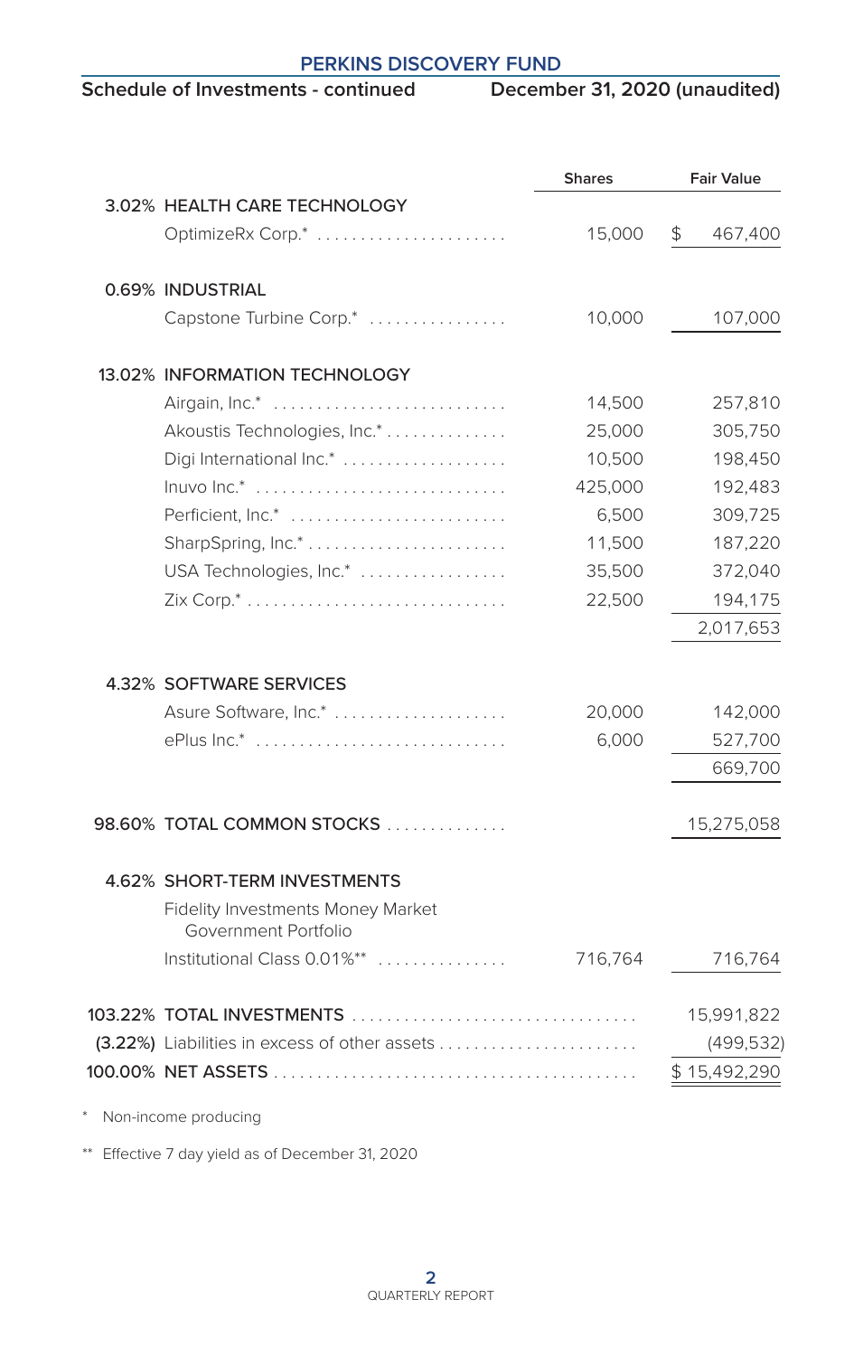## PERKINS DISCOVERY FUND

**Schedule of Investments - continued** December 31, 2020 (unaudited)

| | | Shares | Fair Value |
|---|---|---|---|
| 3.02% | HEALTH CARE TECHNOLOGY | | |
| | OptimizeRx Corp.* | 15,000 | $ 467,400 |
| 0.69% | INDUSTRIAL | | |
| | Capstone Turbine Corp.* | 10,000 | 107,000 |
| 13.02% | INFORMATION TECHNOLOGY | | |
| | Airgain, Inc.* | 14,500 | 257,810 |
| | Akoustis Technologies, Inc.* | 25,000 | 305,750 |
| | Digi International Inc.* | 10,500 | 198,450 |
| | Inuvo Inc.* | 425,000 | 192,483 |
| | Perficient, Inc.* | 6,500 | 309,725 |
| | SharpSpring, Inc.* | 11,500 | 187,220 |
| | USA Technologies, Inc.* | 35,500 | 372,040 |
| | Zix Corp.* | 22,500 | 194,175 |
| | | | 2,017,653 |
| 4.32% | SOFTWARE SERVICES | | |
| | Asure Software, Inc.* | 20,000 | 142,000 |
| | ePlus Inc.* | 6,000 | 527,700 |
| | | | 669,700 |
| 98.60% | TOTAL COMMON STOCKS | | 15,275,058 |
| 4.62% | SHORT-TERM INVESTMENTS | | |
| | Fidelity Investments Money Market Government Portfolio Institutional Class 0.01%** | 716,764 | 716,764 |
| 103.22% | TOTAL INVESTMENTS | | 15,991,822 |
| (3.22%) | Liabilities in excess of other assets | | (499,532) |
| 100.00% | NET ASSETS | | $ 15,492,290 |

\* Non-income producing

\*\* Effective 7 day yield as of December 31, 2020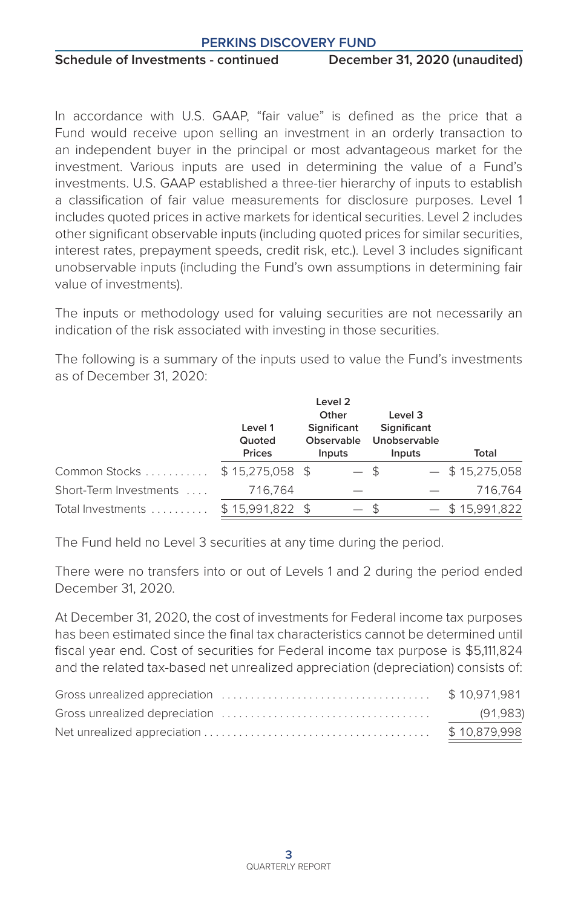In accordance with U.S. GAAP, "fair value" is defined as the price that a Fund would receive upon selling an investment in an orderly transaction to an independent buyer in the principal or most advantageous market for the investment. Various inputs are used in determining the value of a Fund's investments. U.S. GAAP established a three-tier hierarchy of inputs to establish a classification of fair value measurements for disclosure purposes. Level 1 includes quoted prices in active markets for identical securities. Level 2 includes other significant observable inputs (including quoted prices for similar securities, interest rates, prepayment speeds, credit risk, etc.). Level 3 includes significant unobservable inputs (including the Fund's own assumptions in determining fair value of investments).

The inputs or methodology used for valuing securities are not necessarily an indication of the risk associated with investing in those securities.

The following is a summary of the inputs used to value the Fund's investments as of December 31, 2020:

| | Level 1 Quoted Prices | Level 2 Other Significant Observable Inputs | Level 3 Significant Unobservable Inputs | Total |
|---|---|---|---|---|
| Common Stocks | $ 15,275,058 | $ — | $ — | $ 15,275,058 |
| Short-Term Investments | 716,764 | — | — | 716,764 |
| Total Investments | $ 15,991,822 | $ — | $ — | $ 15,991,822 |

The Fund held no Level 3 securities at any time during the period.

There were no transfers into or out of Levels 1 and 2 during the period ended December 31, 2020.

At December 31, 2020, the cost of investments for Federal income tax purposes has been estimated since the final tax characteristics cannot be determined until fiscal year end. Cost of securities for Federal income tax purpose is $5,111,824 and the related tax-based net unrealized appreciation (depreciation) consists of:

| | |
|---|---|
| Gross unrealized appreciation | $ 10,971,981 |
| Gross unrealized depreciation | (91,983) |
| Net unrealized appreciation | $ 10,879,998 |